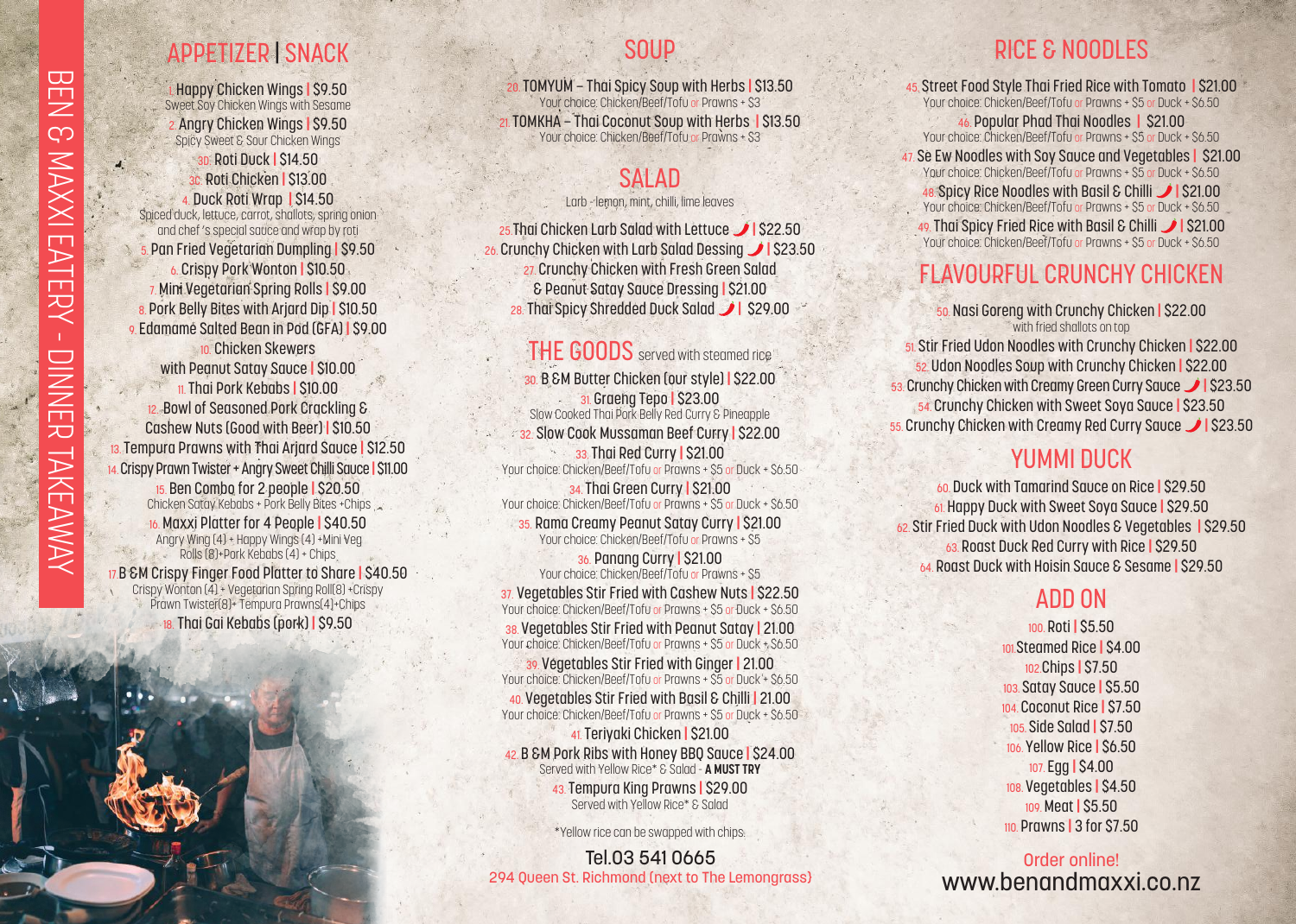# BEN & MAXXI EATERY - DINNER TAKEAWAY

## APPETIZER | SNACK

1. Happy Chicken Wings | $9.50
Sweet Soy Chicken Wings with Sesame

2. Angry Chicken Wings | $9.50
Spicy Sweet & Sour Chicken Wings

3D. Roti Duck | $14.50

3C. Roti Chicken | $13.00

4. Duck Roti Wrap | $14.50
Spiced duck, lettuce, carrot, shallots, spring onion and chef 's special sauce and wrap by roti

5. Pan Fried Vegetarian Dumpling | $9.50

6. Crispy Pork Wonton | $10.50

7. Mini Vegetarian Spring Rolls | $9.00

8. Pork Belly Bites with Arjard Dip | $10.50

9. Edamame Salted Bean in Pod (GFA) | $9.00

10. Chicken Skewers with Peanut Satay Sauce | $10.00

11. Thai Pork Kebabs | $10.00

12. Bowl of Seasoned Pork Crackling & Cashew Nuts (Good with Beer) | $10.50

13. Tempura Prawns with Thai Arjard Sauce | $12.50

14. Crispy Prawn Twister + Angry Sweet Chilli Sauce | $11.00

15. Ben Combo for 2 people | $20.50
Chicken Satay Kebabs + Pork Belly Bites +Chips

16. Maxxi Platter for 4 People | $40.50
Angry Wing (4) + Happy Wings (4) +Mini Veg Rolls (8)+Pork Kebabs (4) + Chips

17. B &M Crispy Finger Food Platter to Share | $40.50
Crispy Wonton (4) + Vegetarian Spring Roll(8) +Crispy Prawn Twister(8)+ Tempura Prawns(4)+Chips

18. Thai Gai Kebabs (pork) | $9.50

## SOUP

20. TOMYUM – Thai Spicy Soup with Herbs | $13.50
Your choice: Chicken/Beef/Tofu or Prawns + $3

21. TOMKHA – Thai Coconut Soup with Herbs | $13.50
Your choice: Chicken/Beef/Tofu or Prawns + $3

## SALAD

Larb - lemon, mint, chilli, lime leaves

25. Thai Chicken Larb Salad with Lettuce 🌶 | $22.50

26. Crunchy Chicken with Larb Salad Dessing 🌶 | $23.50

27. Crunchy Chicken with Fresh Green Salad & Peanut Satay Sauce Dressing | $21.00

28. Thai Spicy Shredded Duck Salad 🌶 | $29.00

## THE GOODS served with steamed rice

30. B &M Butter Chicken (our style) | $22.00

31. Graeng Tepo | $23.00
Slow Cooked Thai Pork Belly Red Curry & Pineapple

32. Slow Cook Mussaman Beef Curry | $22.00

33. Thai Red Curry | $21.00
Your choice: Chicken/Beef/Tofu or Prawns + $5 or Duck + $6.50

34. Thai Green Curry | $21.00
Your choice: Chicken/Beef/Tofu or Prawns + $5 or Duck + $6.50

35. Rama Creamy Peanut Satay Curry | $21.00
Your choice: Chicken/Beef/Tofu or Prawns + $5

36. Panang Curry | $21.00
Your choice: Chicken/Beef/Tofu or Prawns + $5

37. Vegetables Stir Fried with Cashew Nuts | $22.50
Your choice: Chicken/Beef/Tofu or Prawns + $5 or Duck + $6.50

38. Vegetables Stir Fried with Peanut Satay | 21.00
Your choice: Chicken/Beef/Tofu or Prawns + $5 or Duck + $6.50

39. Vegetables Stir Fried with Ginger | 21.00
Your choice: Chicken/Beef/Tofu or Prawns + $5 or Duck + $6.50

40. Vegetables Stir Fried with Basil & Chilli | 21.00
Your choice: Chicken/Beef/Tofu or Prawns + $5 or Duck + $6.50

41. Teriyaki Chicken | $21.00

42. B &M Pork Ribs with Honey BBQ Sauce | $24.00
Served with Yellow Rice* & Salad - **A MUST TRY**

43. Tempura King Prawns | $29.00
Served with Yellow Rice* & Salad

*Yellow rice can be swapped with chips.

Tel.03 541 0665
294 Queen St. Richmond (next to The Lemongrass)

## RICE & NOODLES

45. Street Food Style Thai Fried Rice with Tomato | $21.00
Your choice: Chicken/Beef/Tofu or Prawns + $5 or Duck + $6.50

46. Popular Phad Thai Noodles | $21.00
Your choice: Chicken/Beef/Tofu or Prawns + $5 or Duck + $6.50

47. Se Ew Noodles with Soy Sauce and Vegetables | $21.00
Your choice: Chicken/Beef/Tofu or Prawns + $5 or Duck + $6.50

48. Spicy Rice Noodles with Basil & Chilli 🌶 | $21.00
Your choice: Chicken/Beef/Tofu or Prawns + $5 or Duck + $6.50

49. Thai Spicy Fried Rice with Basil & Chilli 🌶 | $21.00
Your choice: Chicken/Beef/Tofu or Prawns + $5 or Duck + $6.50

## FLAVOURFUL CRUNCHY CHICKEN

50. Nasi Goreng with Crunchy Chicken | $22.00
with fried shallots on top

51. Stir Fried Udon Noodles with Crunchy Chicken | $22.00

52. Udon Noodles Soup with Crunchy Chicken | $22.00

53. Crunchy Chicken with Creamy Green Curry Sauce 🌶 | $23.50

54. Crunchy Chicken with Sweet Soya Sauce | $23.50

55. Crunchy Chicken with Creamy Red Curry Sauce 🌶 | $23.50

## YUMMI DUCK

60. Duck with Tamarind Sauce on Rice | $29.50

61. Happy Duck with Sweet Soya Sauce | $29.50

62. Stir Fried Duck with Udon Noodles & Vegetables | $29.50

63. Roast Duck Red Curry with Rice | $29.50

64. Roast Duck with Hoisin Sauce & Sesame | $29.50

## ADD ON

100. Roti | $5.50

101. Steamed Rice | $4.00

102. Chips | $7.50

103. Satay Sauce | $5.50

104. Coconut Rice | $7.50

105. Side Salad | $7.50

106. Yellow Rice | $6.50

107. Egg | $4.00

108. Vegetables | $4.50

109. Meat | $5.50

110. Prawns | 3 for $7.50

Order online!
www.benandmaxxi.co.nz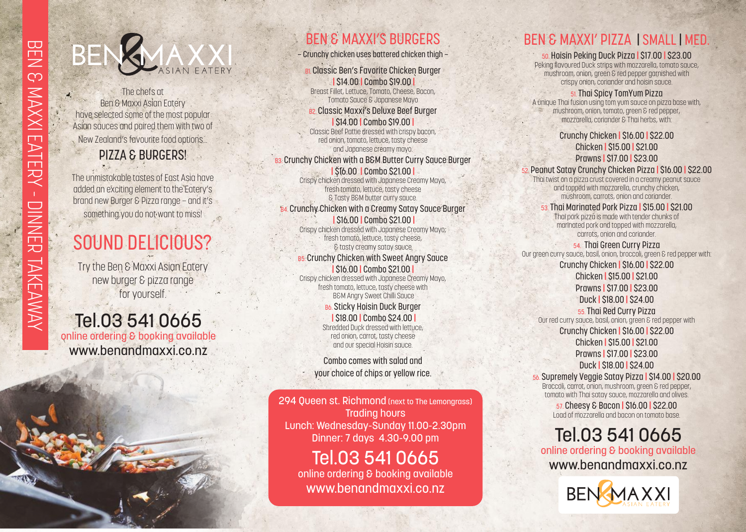BEN & MAXXI EATERY - DINNER TAKEAWAY

# BEN & MAXXI ASIAN EATERY

The chefs at Ben & Maxxi Asian Eatery have selected some of the most popular Asian sauces and paired them with two of New Zealand's favourite food options...

## PIZZA & BURGERS!

The unmistakable tastes of East Asia have added an exciting element to the Eatery's brand new Burger & Pizza range – and it's something you do not want to miss!

## SOUND DELICIOUS?

Try the Ben & Maxxi Asian Eatery new burger & pizza range for yourself.

**Tel.03 541 0665**
online ordering & booking available
www.benandmaxxi.co.nz

## BEN & MAXXI'S BURGERS

– Crunchy chicken uses battered chicken thigh –

**B1. Classic Ben's Favorite Chicken Burger | $14.00 | Combo $19.00 |**
Breast Fillet, Lettuce, Tomato, Cheese, Bacon, Tomato Sauce & Japanese Mayo

**B2. Classic Maxxi's Deluxe Beef Burger | $14.00 | Combo $19.00 |**
Classic Beef Pattie dressed with crispy bacon, red onion, tomato, lettuce, tasty cheese and Japanese creamy mayo.

**B3. Crunchy Chicken with a B&M Butter Curry Sauce Burger | $16.00 | Combo $21.00 |**
Crispy chicken dressed with Japanese Creamy Mayo, fresh tomato, lettuce, tasty cheese & Tasty B&M butter curry sauce.

**B4. Crunchy Chicken with a Creamy Satay Sauce Burger | $16.00 | Combo $21.00 |**
Crispy chicken dressed with Japanese Creamy Mayo, fresh tomato, lettuce, tasty cheese, & tasty creamy satay sauce.

**B5. Crunchy Chicken with Sweet Angry Sauce | $16.00 | Combo $21.00 |**
Crispy chicken dressed with Japanese Creamy Mayo, fresh tomato, lettuce, tasty cheese with B&M Angry Sweet Chilli Sauce

**B6. Sticky Hoisin Duck Burger | $18.00 | Combo $24.00 |**
Shredded Duck dressed with lettuce, red onion, carrot, tasty cheese and our special Hoisin sauce.

Combo comes with salad and your choice of chips or yellow rice.

294 Queen st. Richmond (next to The Lemongrass)
Trading hours
Lunch: Wednesday-Sunday 11.00-2.30pm
Dinner: 7 days 4.30-9.00 pm

**Tel.03 541 0665**
online ordering & booking available
www.benandmaxxi.co.nz

## BEN & MAXXI' PIZZA | SMALL | MED.

**50. Hoisin Peking Duck Pizza | $17.00 | $23.00**
Peking flavoured Duck strips with mozzarella, tomato sauce, mushroom, onion, green & red pepper garnished with crispy onion, coriander and hoisin sauce.

**51. Thai Spicy TomYum Pizza**
A unique Thai fusion using tom yum sauce on pizza base with, mushroom, onion, tomato, green & red pepper, mozzarella, coriander & Thai herbs, with:

- Crunchy Chicken | $16.00 | $22.00
- Chicken | $15.00 | $21.00
- Prawns | $17.00 | $23.00

**52. Peanut Satay Crunchy Chicken Pizza | $16.00 | $22.00**
Thai twist on a pizza crust covered in a creamy peanut sauce and topped with mozzarella, crunchy chicken, mushroom, carrots, onion and coriander.

**53. Thai Marinated Pork Pizza | $15.00 | $21.00**
Thai pork pizza is made with tender chunks of marinated pork and topped with mozzarella, carrots, onion and coriander.

**54. Thai Green Curry Pizza**
Our green curry sauce, basil, onion, broccoli, green & red pepper with:

- Crunchy Chicken | $16.00 | $22.00
- Chicken | $15.00 | $21.00
- Prawns | $17.00 | $23.00
- Duck | $18.00 | $24.00

**55. Thai Red Curry Pizza**
Our red curry sauce, basil, onion, green & red pepper with

- Crunchy Chicken | $16.00 | $22.00
- Chicken | $15.00 | $21.00
- Prawns | $17.00 | $23.00
- Duck | $18.00 | $24.00

**56. Supremely Veggie Satay Pizza | $14.00 | $20.00**
Broccoli, carrot, onion, mushroom, green & red pepper, tomato with Thai satay sauce, mozzarella and olives.

**57. Cheesy & Bacon | $16.00 | $22.00**
Load of mozzarella and bacon on tomato base.

**Tel.03 541 0665**
online ordering & booking available
www.benandmaxxi.co.nz

BEN & MAXXI ASIAN EATERY